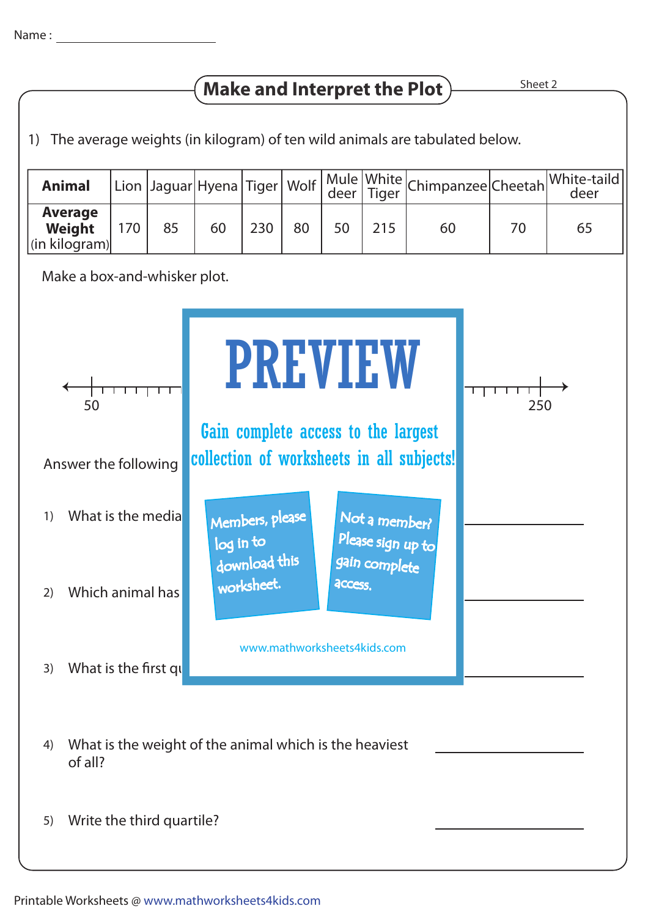Name : ______________________

# Make and Interpret the Plot

Sheet 2

1) The average weights (in kilogram) of ten wild animals are tabulated below.

| Animal | Lion | Jaguar | Hyena | Tiger | Wolf | Mule deer | White Tiger | Chimpanzee | Cheetah | White-taild deer |
|---|---|---|---|---|---|---|---|---|---|---|
| **Average Weight** (in kilogram) | 170 | 85 | 60 | 230 | 80 | 50 | 215 | 60 | 70 | 65 |

Make a box-and-whisker plot.

50 ... 250

PREVIEW

Gain complete access to the largest collection of worksheets in all subjects!

Members, please log in to download this worksheet.

Not a member? Please sign up to gain complete access.

www.mathworksheets4kids.com

Answer the following

1) What is the media ______________________

2) Which animal has ______________________

3) What is the first qu ______________________

4) What is the weight of the animal which is the heaviest of all? ______________________

5) Write the third quartile? ______________________

Printable Worksheets @ www.mathworksheets4kids.com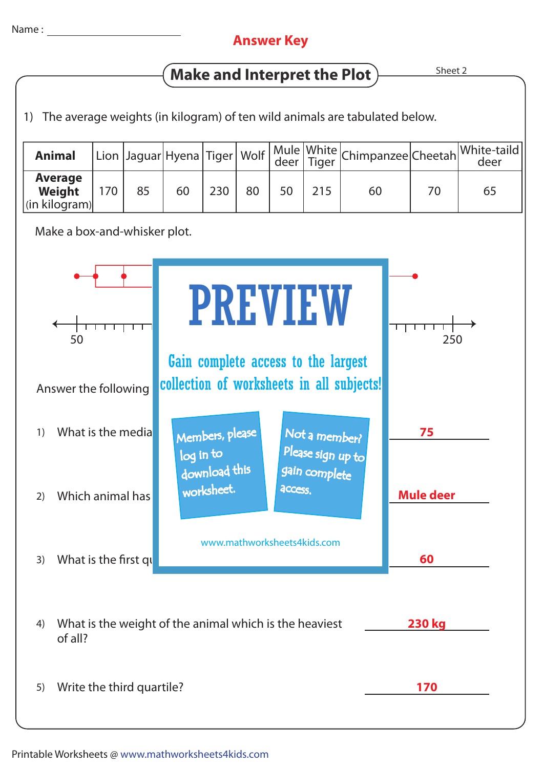Name : ____________________

**Answer Key**

## Make and Interpret the Plot

Sheet 2

1) The average weights (in kilogram) of ten wild animals are tabulated below.

| Animal | Lion | Jaguar | Hyena | Tiger | Wolf | Mule deer | White Tiger | Chimpanzee | Cheetah | White-taild deer |
|---|---|---|---|---|---|---|---|---|---|---|
| **Average Weight** (in kilogram) | 170 | 85 | 60 | 230 | 80 | 50 | 215 | 60 | 70 | 65 |

Make a box-and-whisker plot.

50

250

PREVIEW

Gain complete access to the largest collection of worksheets in all subjects!

Members, please log in to download this worksheet.

Not a member? Please sign up to gain complete access.

www.mathworksheets4kids.com

Answer the following

1) What is the media **75**

2) Which animal has **Mule deer**

3) What is the first qu **60**

4) What is the weight of the animal which is the heaviest of all? **230 kg**

5) Write the third quartile? **170**